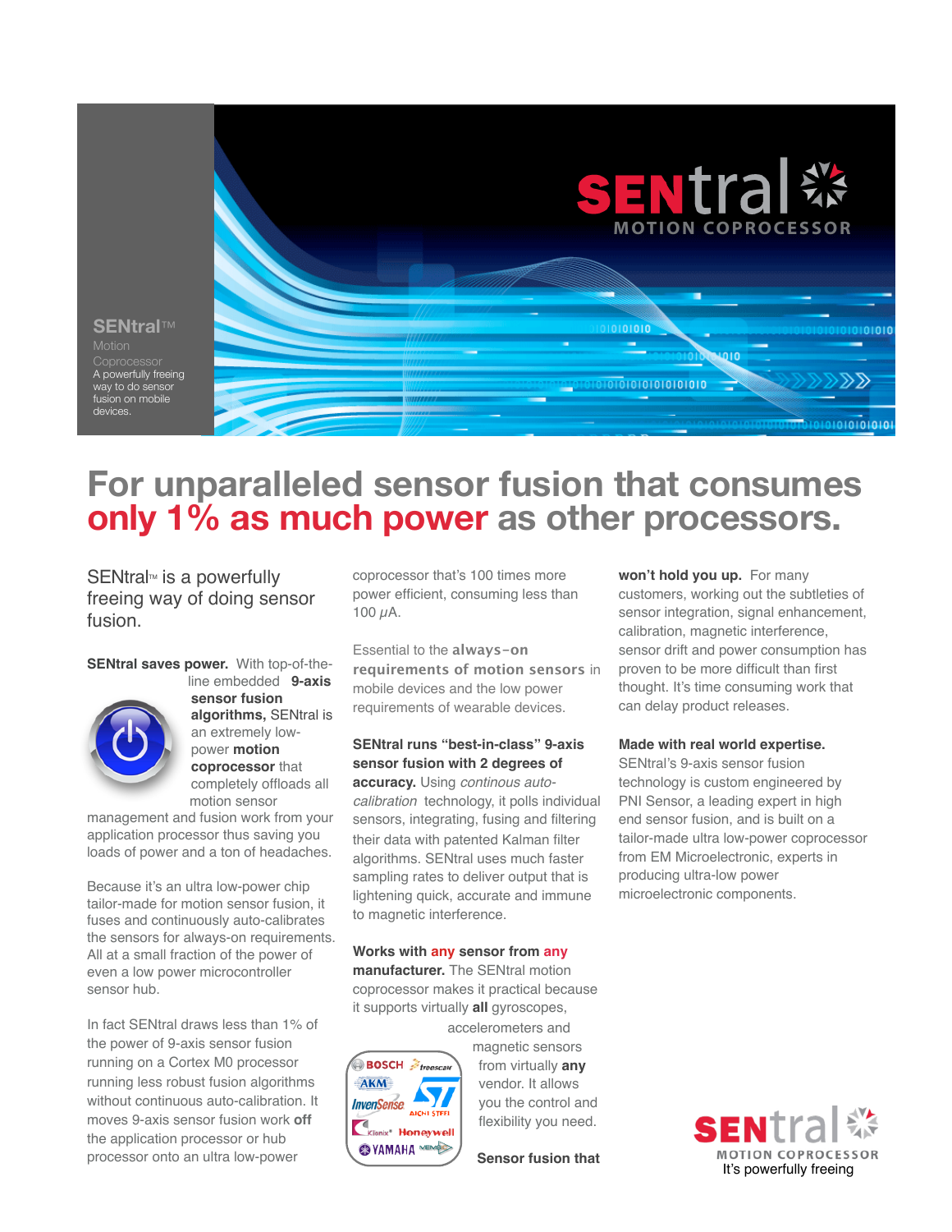SENtral™

Motion

Coprocessor

A powerfully freeing way to do sensor fusion on mobile devices.

SENtral

MOTION COPROCESSOR

# For unparalleled sensor fusion that consumes only 1% as much power as other processors.

SENtral™ is a powerfully freeing way of doing sensor fusion.

**SENtral saves power.** With top-of-the-line embedded **9-axis sensor fusion algorithms,** SENtral is an extremely low-power **motion coprocessor** that completely offloads all motion sensor management and fusion work from your application processor thus saving you loads of power and a ton of headaches.

Because it's an ultra low-power chip tailor-made for motion sensor fusion, it fuses and continuously auto-calibrates the sensors for always-on requirements. All at a small fraction of the power of even a low power microcontroller sensor hub.

In fact SENtral draws less than 1% of the power of 9-axis sensor fusion running on a Cortex M0 processor running less robust fusion algorithms without continuous auto-calibration. It moves 9-axis sensor fusion work **off** the application processor or hub processor onto an ultra low-power coprocessor that's 100 times more power efficient, consuming less than 100 $\mu$A.

Essential to the **always-on requirements of motion sensors** in mobile devices and the low power requirements of wearable devices.

**SENtral runs "best-in-class" 9-axis sensor fusion with 2 degrees of accuracy.** Using *continous auto-calibration* technology, it polls individual sensors, integrating, fusing and filtering their data with patented Kalman filter algorithms. SENtral uses much faster sampling rates to deliver output that is lightening quick, accurate and immune to magnetic interference.

**Works with any sensor from any manufacturer.** The SENtral motion coprocessor makes it practical because it supports virtually **all** gyroscopes, accelerometers and magnetic sensors from virtually **any** vendor. It allows you the control and flexibility you need.

BOSCH, freescale, AKM, InvenSense, ST, AICHI STEEL, Kionix, Honeywell, YAMAHA, MEMSIC

**Sensor fusion that won't hold you up.** For many customers, working out the subtleties of sensor integration, signal enhancement, calibration, magnetic interference, sensor drift and power consumption has proven to be more difficult than first thought. It's time consuming work that can delay product releases.

**Made with real world expertise.** SENtral's 9-axis sensor fusion technology is custom engineered by PNI Sensor, a leading expert in high end sensor fusion, and is built on a tailor-made ultra low-power coprocessor from EM Microelectronic, experts in producing ultra-low power microelectronic components.

SENtral

MOTION COPROCESSOR

It's powerfully freeing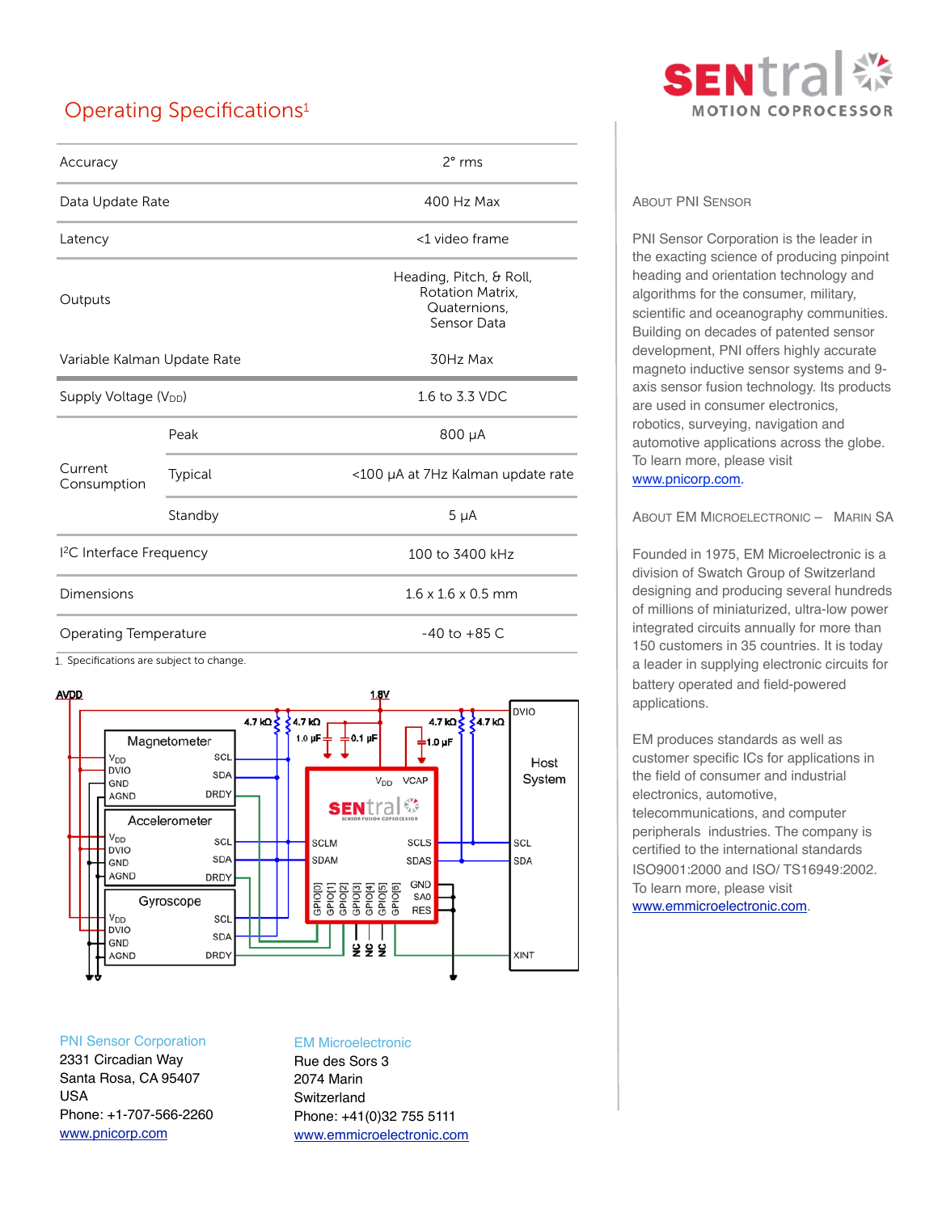## Operating Specifications[1]

| | | |
|---|---|---|
| Accuracy | | 2° rms |
| Data Update Rate | | 400 Hz Max |
| Latency | | <1 video frame |
| Outputs | | Heading, Pitch, & Roll, Rotation Matrix, Quaternions, Sensor Data |
| Variable Kalman Update Rate | | 30Hz Max |
| Supply Voltage ($V_{DD}$) | | 1.6 to 3.3 VDC |
| Current Consumption | Peak | 800 µA |
| | Typical | <100 µA at 7Hz Kalman update rate |
| | Standby | 5 µA |
| I²C Interface Frequency | | 100 to 3400 kHz |
| Dimensions | | 1.6 x 1.6 x 0.5 mm |
| Operating Temperature | | -40 to +85 C |

1. Specifications are subject to change.

AVDD
1.8V
4.7 kΩ
4.7 kΩ
1.0 µF
0.1 µF
4.7 kΩ
4.7 kΩ
1.0 µF
DVIO
Magnetometer
VDD
DVIO
GND
AGND
SCL
SDA
DRDY
Accelerometer
VDD
DVIO
GND
AGND
SCL
SDA
DRDY
Gyroscope
VDD
DVIO
GND
AGND
SCL
SDA
DRDY
VDD
VCAP
SENtral
SCLM
SDAM
SCLS
SDAS
GND
SA0
RES
GPIO[0]
GPIO[1]
GPIO[2]
GPIO[3]
GPIO[4]
GPIO[5]
GPIO[6]
NC
NC
NC
Host System
SCL
SDA
XINT

**SENtral** MOTION COPROCESSOR

### About PNI Sensor

PNI Sensor Corporation is the leader in the exacting science of producing pinpoint heading and orientation technology and algorithms for the consumer, military, scientific and oceanography communities. Building on decades of patented sensor development, PNI offers highly accurate magneto inductive sensor systems and 9-axis sensor fusion technology. Its products are used in consumer electronics, robotics, surveying, navigation and automotive applications across the globe. To learn more, please visit www.pnicorp.com.

### About EM Microelectronic – Marin SA

Founded in 1975, EM Microelectronic is a division of Swatch Group of Switzerland designing and producing several hundreds of millions of miniaturized, ultra-low power integrated circuits annually for more than 150 customers in 35 countries. It is today a leader in supplying electronic circuits for battery operated and field-powered applications.

EM produces standards as well as customer specific ICs for applications in the field of consumer and industrial electronics, automotive, telecommunications, and computer peripherals industries. The company is certified to the international standards ISO9001:2000 and ISO/ TS16949:2002. To learn more, please visit www.emmicroelectronic.com.

**PNI Sensor Corporation**
2331 Circadian Way
Santa Rosa, CA 95407
USA
Phone: +1-707-566-2260
www.pnicorp.com

**EM Microelectronic**
Rue des Sors 3
2074 Marin
Switzerland
Phone: +41(0)32 755 5111
www.emmicroelectronic.com